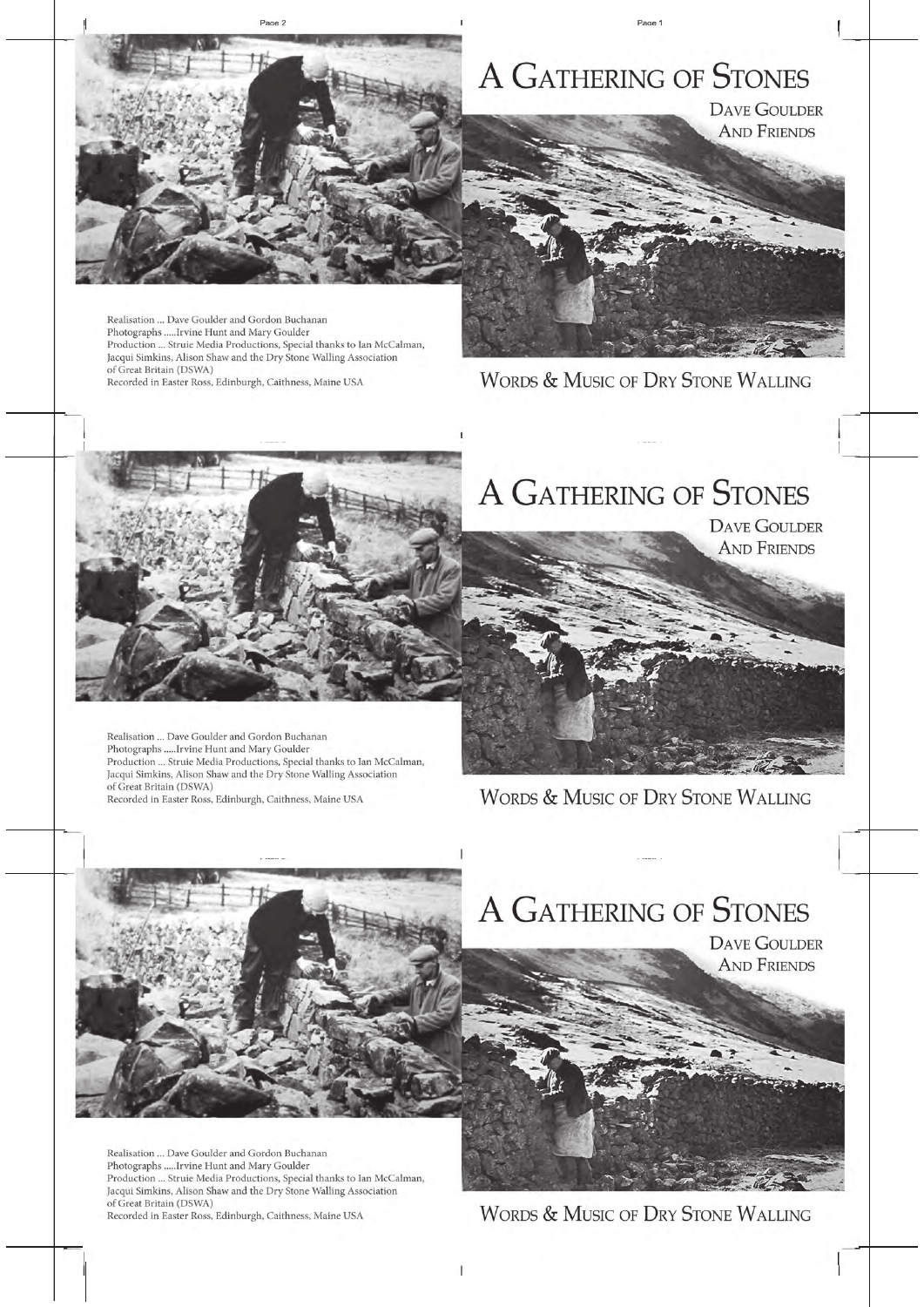# A Gathering of Stones

Dave Goulder
And Friends

Words & Music of Dry Stone Walling

Realisation ... Dave Goulder and Gordon Buchanan
Photographs .....Irvine Hunt and Mary Goulder
Production ... Struie Media Productions, Special thanks to Ian McCalman, Jacqui Simkins, Alison Shaw and the Dry Stone Walling Association of Great Britain (DSWA)
Recorded in Easter Ross, Edinburgh, Caithness, Maine USA

# A Gathering of Stones

Dave Goulder
And Friends

Words & Music of Dry Stone Walling

Realisation ... Dave Goulder and Gordon Buchanan
Photographs .....Irvine Hunt and Mary Goulder
Production ... Struie Media Productions, Special thanks to Ian McCalman, Jacqui Simkins, Alison Shaw and the Dry Stone Walling Association of Great Britain (DSWA)
Recorded in Easter Ross, Edinburgh, Caithness, Maine USA

# A Gathering of Stones

Dave Goulder
And Friends

Words & Music of Dry Stone Walling

Realisation ... Dave Goulder and Gordon Buchanan
Photographs .....Irvine Hunt and Mary Goulder
Production ... Struie Media Productions, Special thanks to Ian McCalman, Jacqui Simkins, Alison Shaw and the Dry Stone Walling Association of Great Britain (DSWA)
Recorded in Easter Ross, Edinburgh, Caithness, Maine USA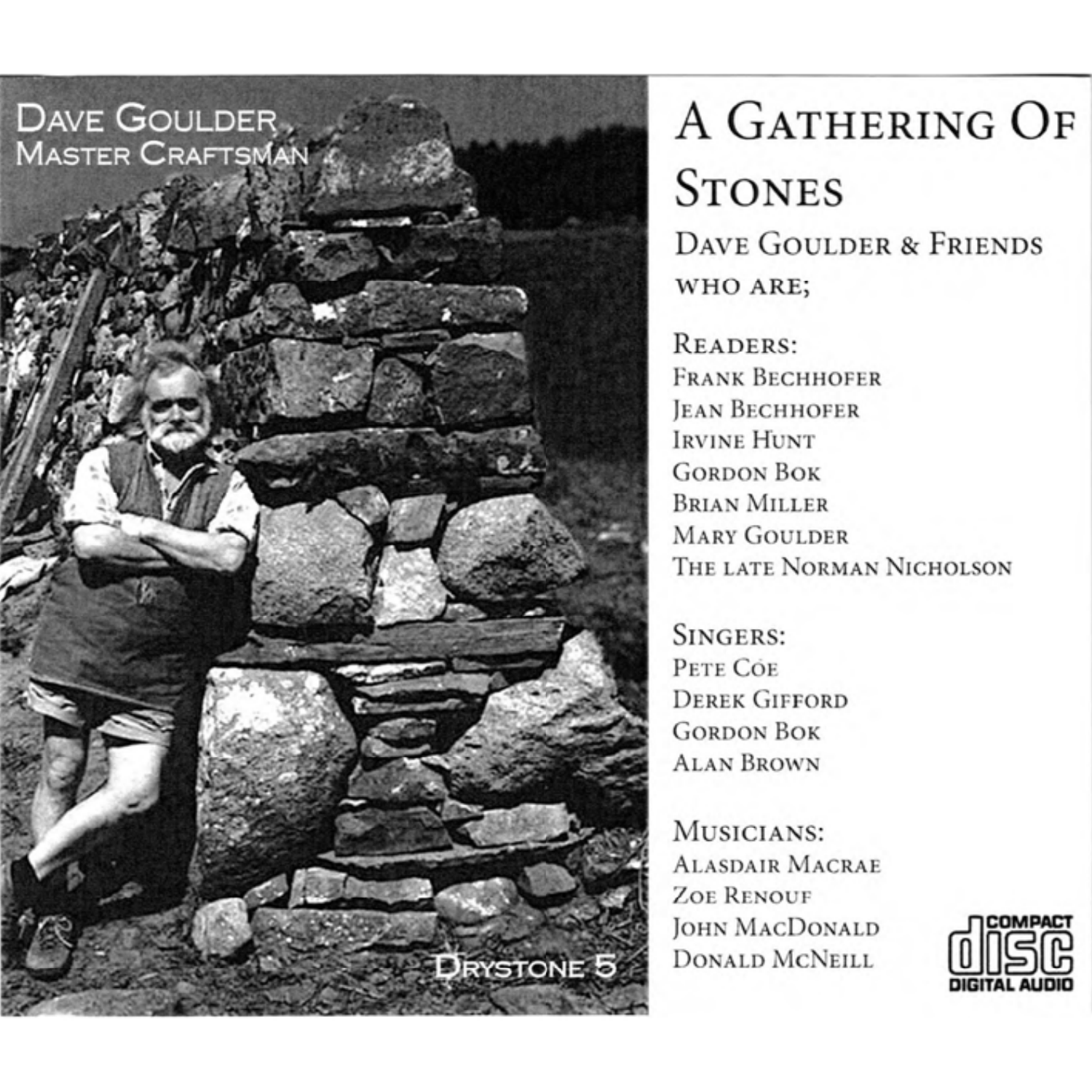DAVE GOULDER
MASTER CRAFTSMAN

DRYSTONE 5

# A GATHERING OF STONES

## DAVE GOULDER & FRIENDS

WHO ARE;

### READERS:

FRANK BECHHOFER
JEAN BECHHOFER
IRVINE HUNT
GORDON BOK
BRIAN MILLER
MARY GOULDER
THE LATE NORMAN NICHOLSON

### SINGERS:

PETE COE
DEREK GIFFORD
GORDON BOK
ALAN BROWN

### MUSICIANS:

ALASDAIR MACRAE
ZOE RENOUF
JOHN MACDONALD
DONALD MCNEILL

COMPACT DISC DIGITAL AUDIO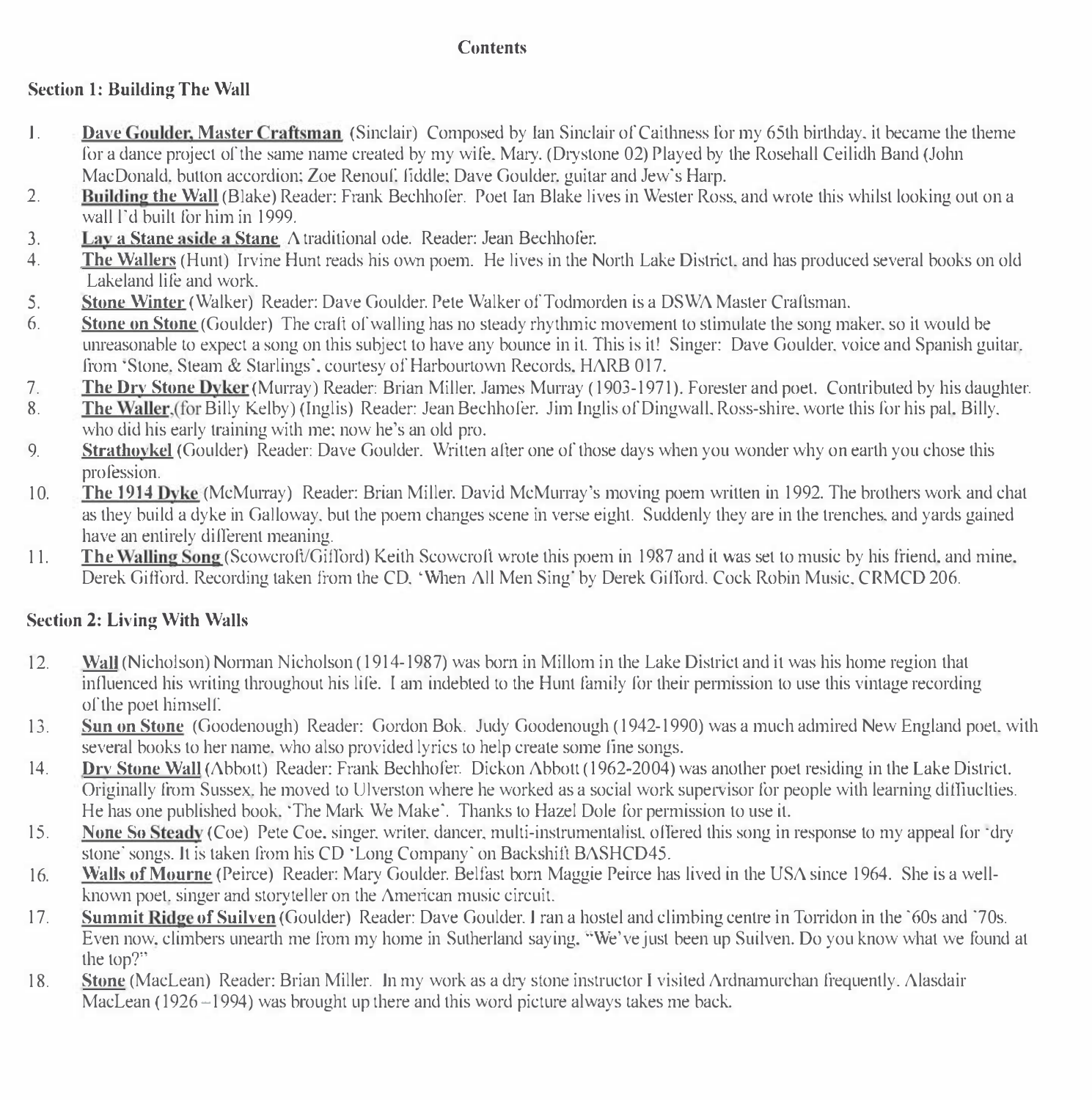**Contents**

## Section 1: Building The Wall

1. **Dave Goulder, Master Craftsman** (Sinclair) Composed by Ian Sinclair of Caithness for my 65th birthday, it became the theme for a dance project of the same name created by my wife, Mary. (Drystone 02) Played by the Rosehall Ceilidh Band (John MacDonald, button accordion; Zoe Renouf, fiddle; Dave Goulder, guitar and Jew's Harp.
2. **Building the Wall** (Blake) Reader: Frank Bechhofer. Poet Ian Blake lives in Wester Ross, and wrote this whilst looking out on a wall I'd built for him in 1999.
3. **Lay a Stane aside a Stane** A traditional ode. Reader: Jean Bechhofer.
4. **The Wallers** (Hunt) Irvine Hunt reads his own poem. He lives in the North Lake District, and has produced several books on old Lakeland life and work.
5. **Stone Winter** (Walker) Reader: Dave Goulder. Pete Walker of Todmorden is a DSWA Master Craftsman.
6. **Stone on Stone** (Goulder) The craft of walling has no steady rhythmic movement to stimulate the song maker, so it would be unreasonable to expect a song on this subject to have any bounce in it. This is it! Singer: Dave Goulder, voice and Spanish guitar, from 'Stone, Steam & Starlings', courtesy of Harbourtown Records, HARB 017.
7. **The Dry Stone Dyker** (Murray) Reader: Brian Miller. James Murray (1903-1971). Forester and poet. Contributed by his daughter.
8. **The Waller**,(for Billy Kelby) (Inglis) Reader: Jean Bechhofer. Jim Inglis of Dingwall, Ross-shire, worte this for his pal, Billy, who did his early training with me; now he's an old pro.
9. **Strathoykel** (Goulder) Reader: Dave Goulder. Written after one of those days when you wonder why on earth you chose this profession.
10. **The 1914 Dyke** (McMurray) Reader: Brian Miller. David McMurray's moving poem written in 1992. The brothers work and chat as they build a dyke in Galloway, but the poem changes scene in verse eight. Suddenly they are in the trenches, and yards gained have an entirely different meaning.
11. **The Walling Song** (Scowcroft/Gifford) Keith Scowcroft wrote this poem in 1987 and it was set to music by his friend, and mine, Derek Gifford. Recording taken from the CD, 'When All Men Sing' by Derek Gifford. Cock Robin Music, CRMCD 206.

## Section 2: Living With Walls

12. **Wall** (Nicholson) Norman Nicholson (1914-1987) was born in Millom in the Lake District and it was his home region that influenced his writing throughout his life. I am indebted to the Hunt family for their permission to use this vintage recording of the poet himself.
13. **Sun on Stone** (Goodenough) Reader: Gordon Bok. Judy Goodenough (1942-1990) was a much admired New England poet, with several books to her name, who also provided lyrics to help create some fine songs.
14. **Dry Stone Wall** (Abbott) Reader: Frank Bechhofer. Dickon Abbott (1962-2004) was another poet residing in the Lake District. Originally from Sussex, he moved to Ulverston where he worked as a social work supervisor for people with learning diffiuclties. He has one published book, 'The Mark We Make'. Thanks to Hazel Dole for permission to use it.
15. **None So Steady** (Coe) Pete Coe, singer, writer, dancer, multi-instrumentalist, offered this song in response to my appeal for 'dry stone' songs. It is taken from his CD 'Long Company' on Backshift BASHCD45.
16. **Walls of Mourne** (Peirce) Reader: Mary Goulder. Belfast born Maggie Peirce has lived in the USA since 1964. She is a well-known poet, singer and storyteller on the American music circuit.
17. **Summit Ridge of Suilven** (Goulder) Reader: Dave Goulder. I ran a hostel and climbing centre in Torridon in the '60s and '70s. Even now, climbers unearth me from my home in Sutherland saying, "We've just been up Suilven. Do you know what we found at the top?"
18. **Stone** (MacLean) Reader: Brian Miller. In my work as a dry stone instructor I visited Ardnamurchan frequently. Alasdair MacLean (1926 – 1994) was brought up there and this word picture always takes me back.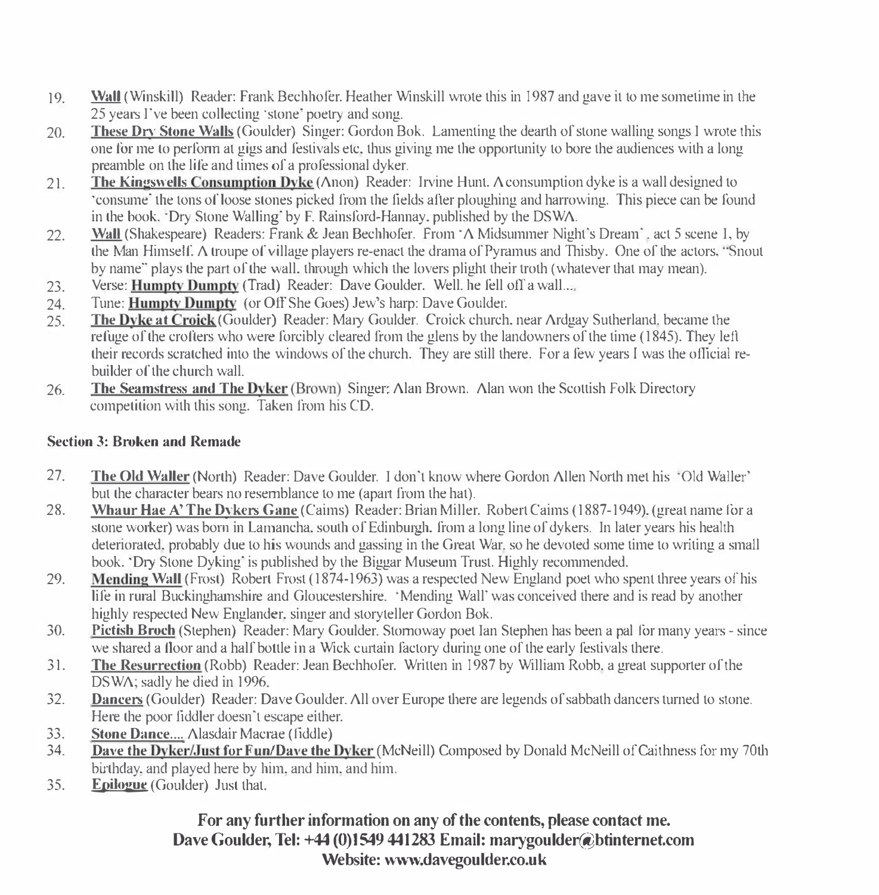19. **Wall** (Winskill) Reader: Frank Bechhofer. Heather Winskill wrote this in 1987 and gave it to me sometime in the 25 years I've been collecting 'stone' poetry and song.
20. **These Dry Stone Walls** (Goulder) Singer: Gordon Bok. Lamenting the dearth of stone walling songs I wrote this one for me to perform at gigs and festivals etc, thus giving me the opportunity to bore the audiences with a long preamble on the life and times of a professional dyker.
21. **The Kingswells Consumption Dyke** (Anon) Reader: Irvine Hunt. A consumption dyke is a wall designed to 'consume' the tons of loose stones picked from the fields after ploughing and harrowing. This piece can be found in the book, 'Dry Stone Walling' by F. Rainsford-Hannay, published by the DSWA.
22. **Wall** (Shakespeare) Readers: Frank & Jean Bechhofer. From 'A Midsummer Night's Dream', act 5 scene 1, by the Man Himself. A troupe of village players re-enact the drama of Pyramus and Thisby. One of the actors, "Snout by name" plays the part of the wall, through which the lovers plight their troth (whatever that may mean).
23. Verse: **Humpty Dumpty** (Trad) Reader: Dave Goulder. Well, he fell off a wall....
24. Tune: **Humpty Dumpty** (or Off She Goes) Jew's harp: Dave Goulder.
25. **The Dyke at Croick** (Goulder) Reader: Mary Goulder. Croick church, near Ardgay Sutherland, became the refuge of the crofters who were forcibly cleared from the glens by the landowners of the time (1845). They left their records scratched into the windows of the church. They are still there. For a few years I was the official re-builder of the church wall.
26. **The Seamstress and The Dyker** (Brown) Singer: Alan Brown. Alan won the Scottish Folk Directory competition with this song. Taken from his CD.

### Section 3: Broken and Remade

27. **The Old Waller** (North) Reader: Dave Goulder. I don't know where Gordon Allen North met his 'Old Waller' but the character bears no resemblance to me (apart from the hat).
28. **Whaur Hae A' The Dykers Gane** (Cairns) Reader: Brian Miller. Robert Cairns (1887-1949), (great name for a stone worker) was born in Lamancha, south of Edinburgh, from a long line of dykers. In later years his health deteriorated, probably due to his wounds and gassing in the Great War, so he devoted some time to writing a small book. 'Dry Stone Dyking' is published by the Biggar Museum Trust. Highly recommended.
29. **Mending Wall** (Frost) Robert Frost (1874-1963) was a respected New England poet who spent three years of his life in rural Buckinghamshire and Gloucestershire. 'Mending Wall' was conceived there and is read by another highly respected New Englander, singer and storyteller Gordon Bok.
30. **Pictish Broch** (Stephen) Reader: Mary Goulder. Stornoway poet Ian Stephen has been a pal for many years - since we shared a floor and a half bottle in a Wick curtain factory during one of the early festivals there.
31. **The Resurrection** (Robb) Reader: Jean Bechhofer. Written in 1987 by William Robb, a great supporter of the DSWA; sadly he died in 1996.
32. **Dancers** (Goulder) Reader: Dave Goulder. All over Europe there are legends of sabbath dancers turned to stone. Here the poor fiddler doesn't escape either.
33. **Stone Dance....** Alasdair Macrae (fiddle)
34. **Dave the Dyker/Just for Fun/Dave the Dyker** (McNeill) Composed by Donald McNeill of Caithness for my 70th birthday, and played here by him, and him, and him.
35. **Epilogue** (Goulder) Just that.

**For any further information on any of the contents, please contact me.**
**Dave Goulder, Tel: +44 (0)1549 441283 Email: marygoulder@btinternet.com**
**Website: www.davegoulder.co.uk**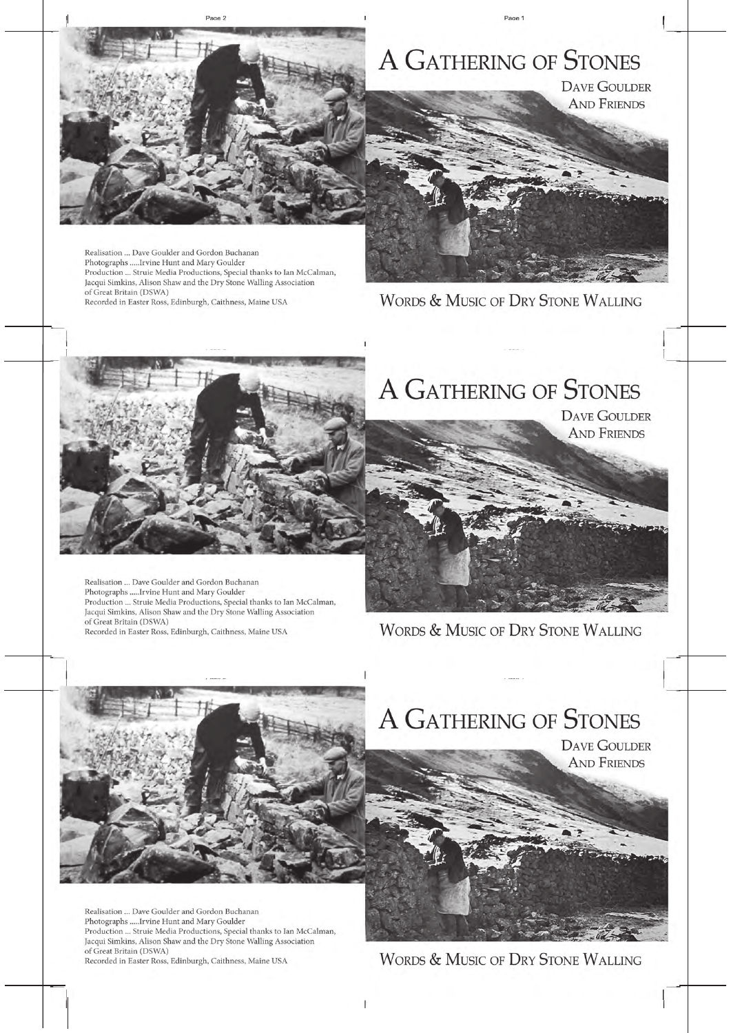# A Gathering of Stones

Dave Goulder
And Friends

Words & Music of Dry Stone Walling

Realisation ... Dave Goulder and Gordon Buchanan
Photographs .....Irvine Hunt and Mary Goulder
Production ... Struie Media Productions, Special thanks to Ian McCalman, Jacqui Simkins, Alison Shaw and the Dry Stone Walling Association of Great Britain (DSWA)
Recorded in Easter Ross, Edinburgh, Caithness, Maine USA

# A Gathering of Stones

Dave Goulder
And Friends

Words & Music of Dry Stone Walling

Realisation ... Dave Goulder and Gordon Buchanan
Photographs .....Irvine Hunt and Mary Goulder
Production ... Struie Media Productions, Special thanks to Ian McCalman, Jacqui Simkins, Alison Shaw and the Dry Stone Walling Association of Great Britain (DSWA)
Recorded in Easter Ross, Edinburgh, Caithness, Maine USA

# A Gathering of Stones

Dave Goulder
And Friends

Words & Music of Dry Stone Walling

Realisation ... Dave Goulder and Gordon Buchanan
Photographs .....Irvine Hunt and Mary Goulder
Production ... Struie Media Productions, Special thanks to Ian McCalman, Jacqui Simkins, Alison Shaw and the Dry Stone Walling Association of Great Britain (DSWA)
Recorded in Easter Ross, Edinburgh, Caithness, Maine USA